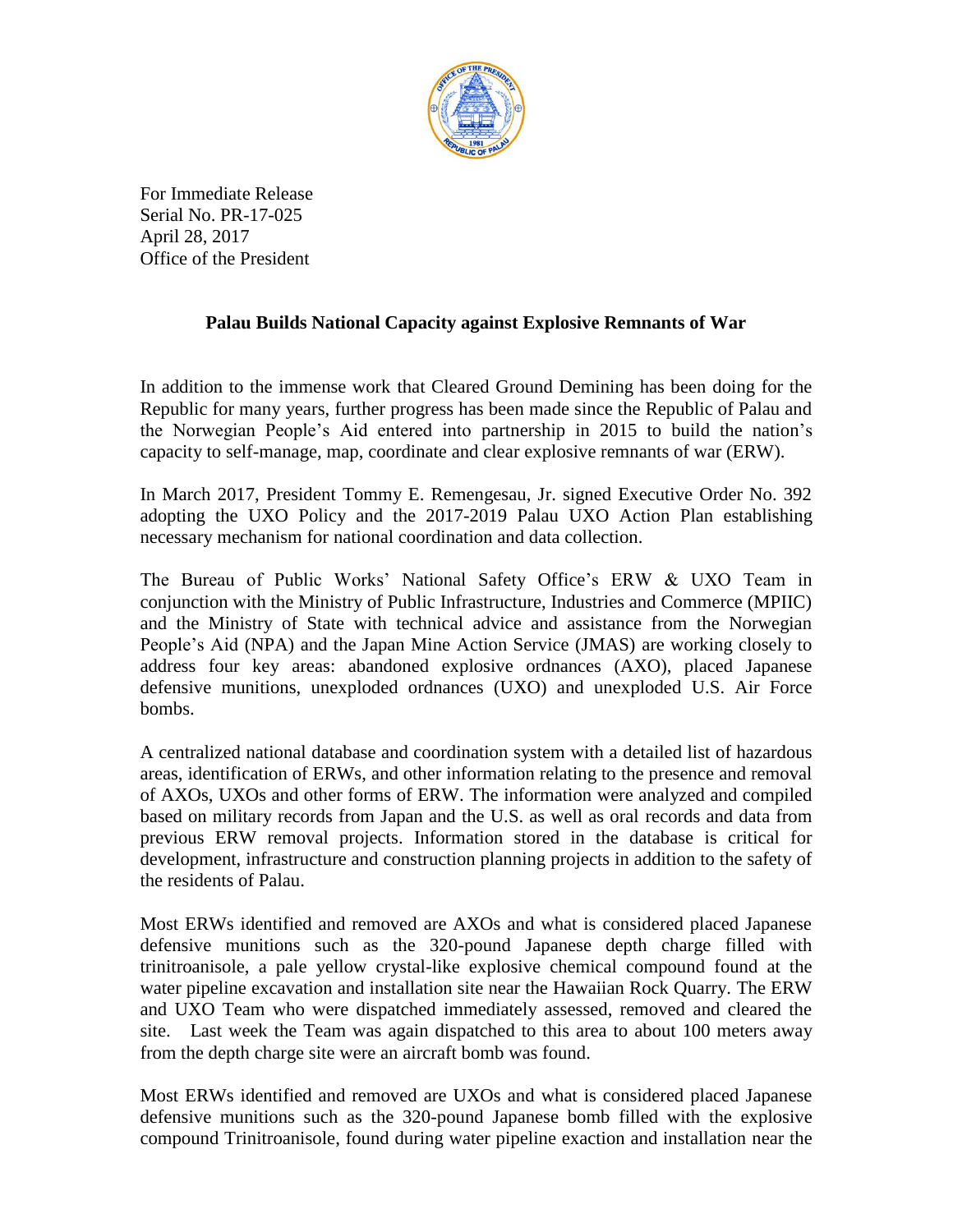For Immediate Release
Serial No. PR-17-025
April 28, 2017
Office of the President

## Palau Builds National Capacity against Explosive Remnants of War

In addition to the immense work that Cleared Ground Demining has been doing for the Republic for many years, further progress has been made since the Republic of Palau and the Norwegian People's Aid entered into partnership in 2015 to build the nation's capacity to self-manage, map, coordinate and clear explosive remnants of war (ERW).

In March 2017, President Tommy E. Remengesau, Jr. signed Executive Order No. 392 adopting the UXO Policy and the 2017-2019 Palau UXO Action Plan establishing necessary mechanism for national coordination and data collection.

The Bureau of Public Works' National Safety Office's ERW & UXO Team in conjunction with the Ministry of Public Infrastructure, Industries and Commerce (MPIIC) and the Ministry of State with technical advice and assistance from the Norwegian People's Aid (NPA) and the Japan Mine Action Service (JMAS) are working closely to address four key areas: abandoned explosive ordnances (AXO), placed Japanese defensive munitions, unexploded ordnances (UXO) and unexploded U.S. Air Force bombs.

A centralized national database and coordination system with a detailed list of hazardous areas, identification of ERWs, and other information relating to the presence and removal of AXOs, UXOs and other forms of ERW. The information were analyzed and compiled based on military records from Japan and the U.S. as well as oral records and data from previous ERW removal projects. Information stored in the database is critical for development, infrastructure and construction planning projects in addition to the safety of the residents of Palau.

Most ERWs identified and removed are AXOs and what is considered placed Japanese defensive munitions such as the 320-pound Japanese depth charge filled with trinitroanisole, a pale yellow crystal-like explosive chemical compound found at the water pipeline excavation and installation site near the Hawaiian Rock Quarry. The ERW and UXO Team who were dispatched immediately assessed, removed and cleared the site. Last week the Team was again dispatched to this area to about 100 meters away from the depth charge site were an aircraft bomb was found.

Most ERWs identified and removed are UXOs and what is considered placed Japanese defensive munitions such as the 320-pound Japanese bomb filled with the explosive compound Trinitroanisole, found during water pipeline exaction and installation near the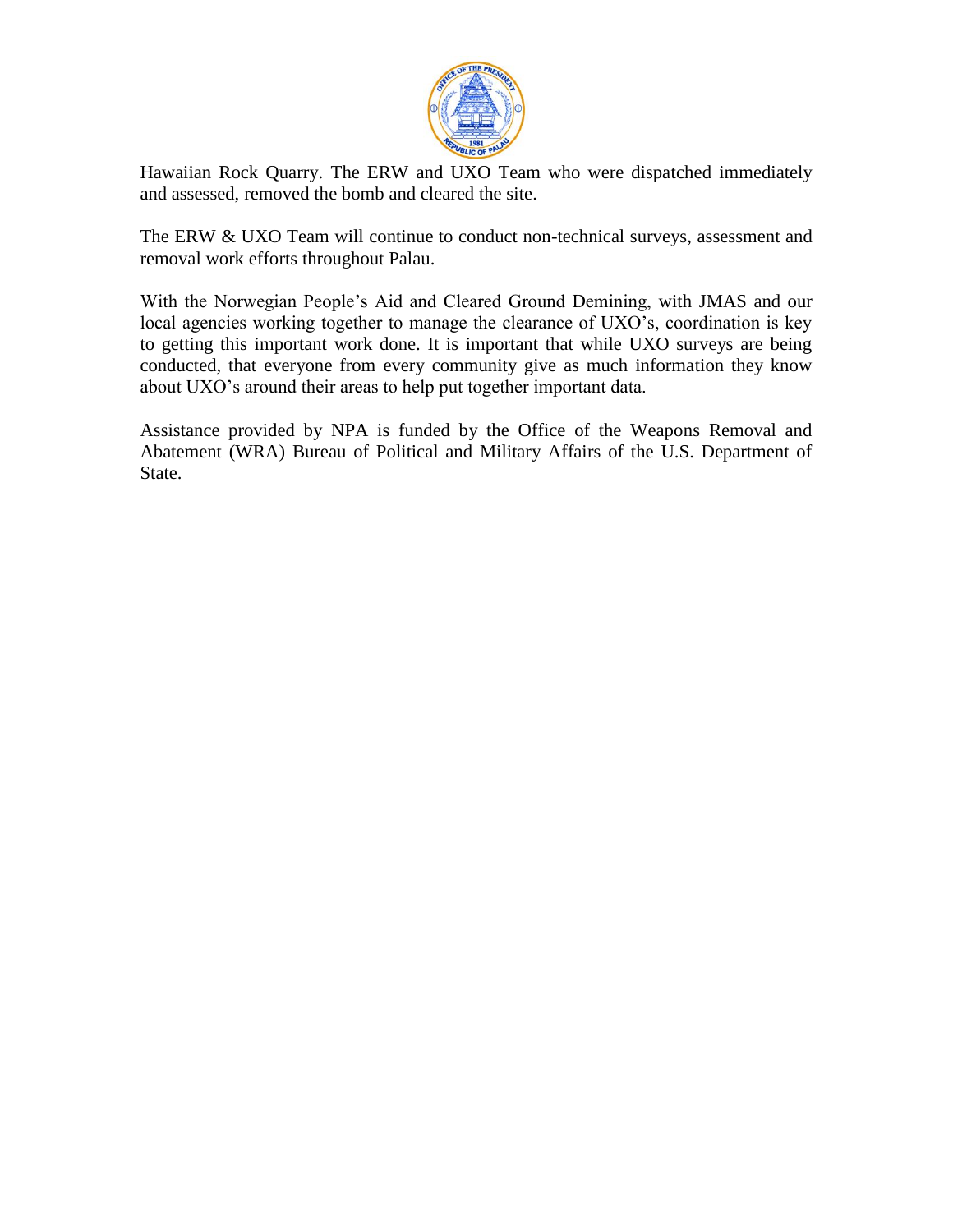Hawaiian Rock Quarry. The ERW and UXO Team who were dispatched immediately and assessed, removed the bomb and cleared the site.

The ERW & UXO Team will continue to conduct non-technical surveys, assessment and removal work efforts throughout Palau.

With the Norwegian People's Aid and Cleared Ground Demining, with JMAS and our local agencies working together to manage the clearance of UXO's, coordination is key to getting this important work done. It is important that while UXO surveys are being conducted, that everyone from every community give as much information they know about UXO's around their areas to help put together important data.

Assistance provided by NPA is funded by the Office of the Weapons Removal and Abatement (WRA) Bureau of Political and Military Affairs of the U.S. Department of State.